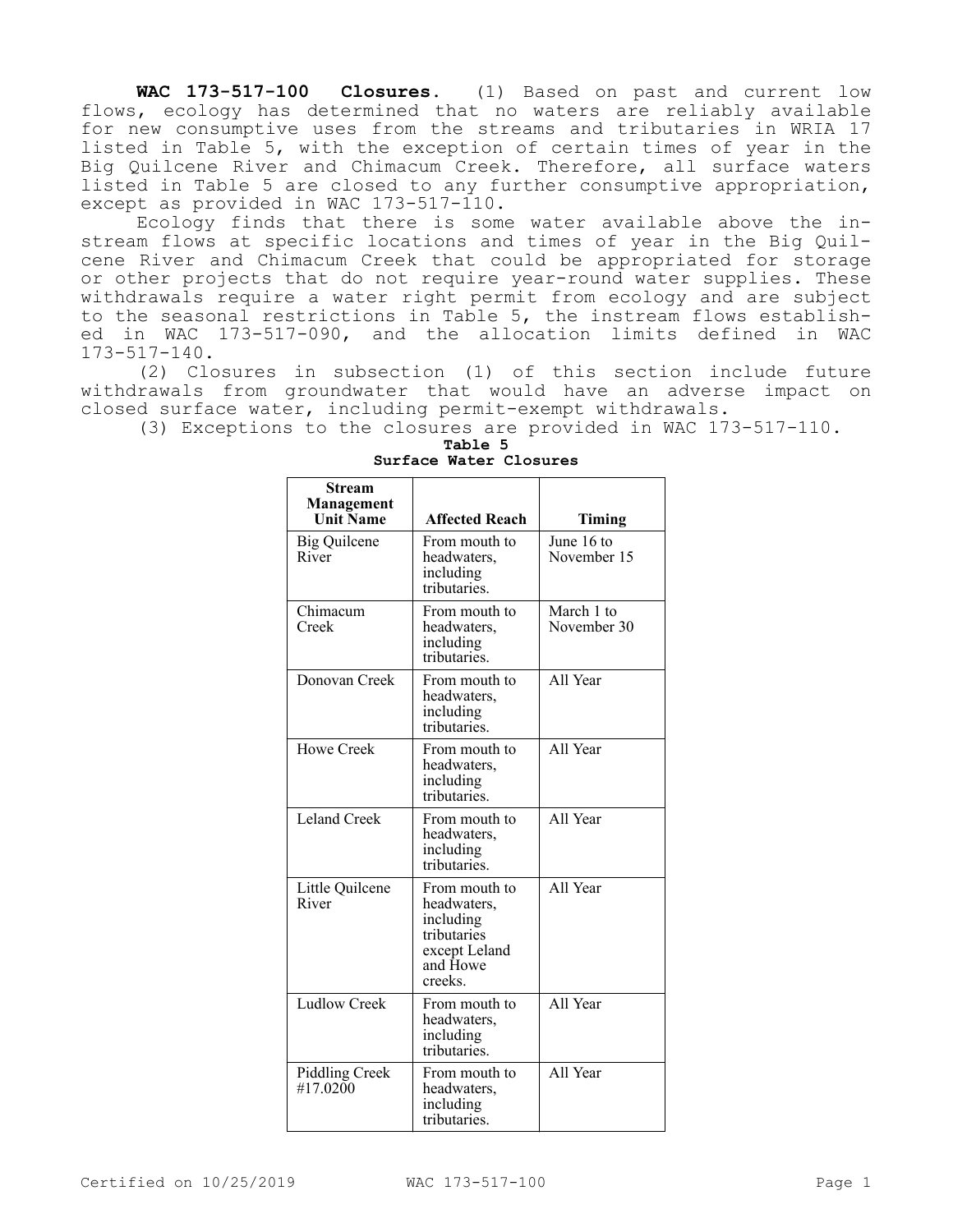**WAC 173-517-100 Closures.** (1) Based on past and current low flows, ecology has determined that no waters are reliably available for new consumptive uses from the streams and tributaries in WRIA 17 listed in Table 5, with the exception of certain times of year in the Big Quilcene River and Chimacum Creek. Therefore, all surface waters listed in Table 5 are closed to any further consumptive appropriation, except as provided in WAC 173-517-110.

Ecology finds that there is some water available above the instream flows at specific locations and times of year in the Big Quilcene River and Chimacum Creek that could be appropriated for storage or other projects that do not require year-round water supplies. These withdrawals require a water right permit from ecology and are subject to the seasonal restrictions in Table 5, the instream flows established in WAC 173-517-090, and the allocation limits defined in WAC 173-517-140.

(2) Closures in subsection (1) of this section include future withdrawals from groundwater that would have an adverse impact on closed surface water, including permit-exempt withdrawals.

(3) Exceptions to the closures are provided in WAC 173-517-110.

**Table 5**
**Surface Water Closures**

| Stream Management Unit Name | Affected Reach | Timing |
|---|---|---|
| Big Quilcene River | From mouth to headwaters, including tributaries. | June 16 to November 15 |
| Chimacum Creek | From mouth to headwaters, including tributaries. | March 1 to November 30 |
| Donovan Creek | From mouth to headwaters, including tributaries. | All Year |
| Howe Creek | From mouth to headwaters, including tributaries. | All Year |
| Leland Creek | From mouth to headwaters, including tributaries. | All Year |
| Little Quilcene River | From mouth to headwaters, including tributaries except Leland and Howe creeks. | All Year |
| Ludlow Creek | From mouth to headwaters, including tributaries. | All Year |
| Piddling Creek #17.0200 | From mouth to headwaters, including tributaries. | All Year |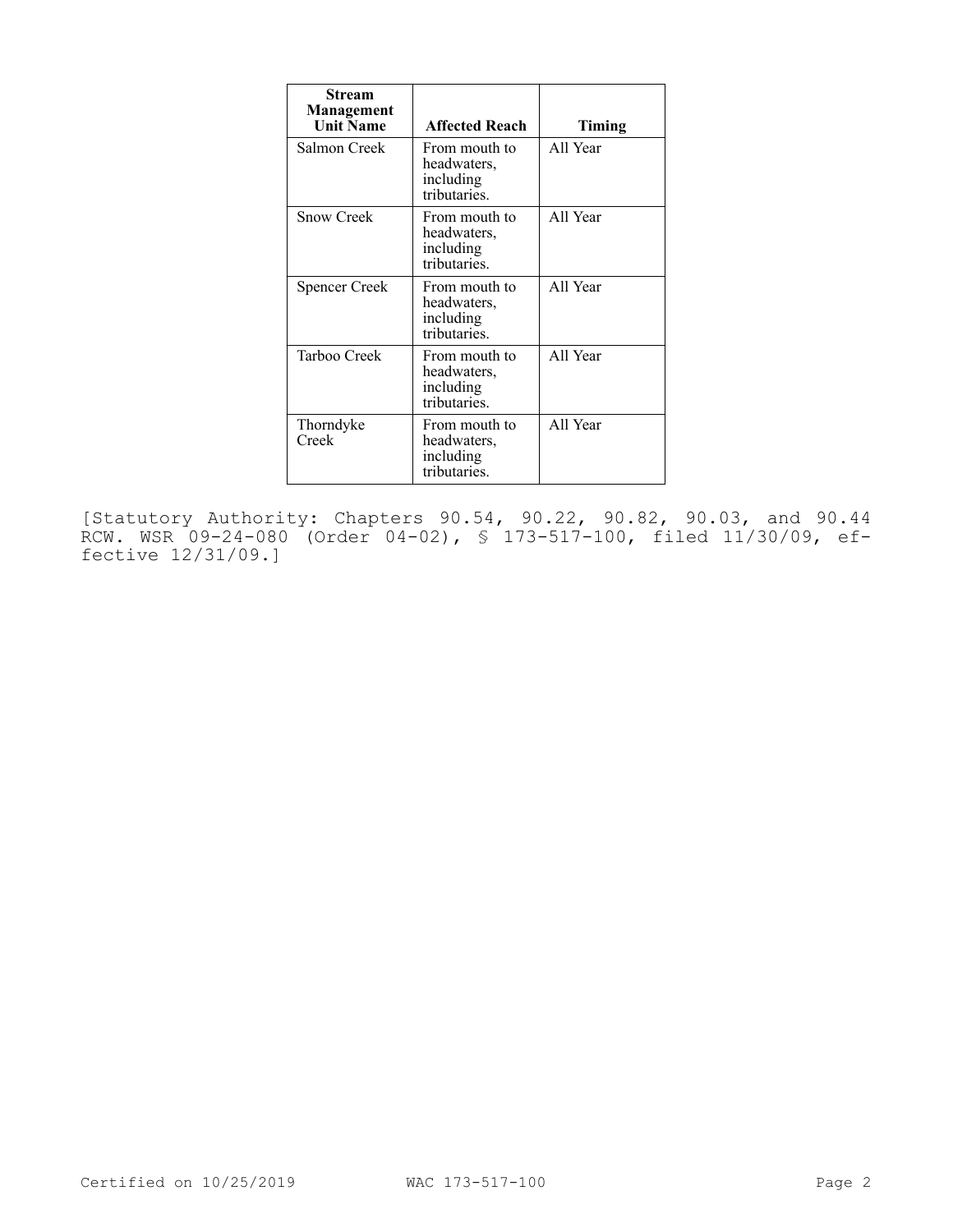| Stream Management Unit Name | Affected Reach | Timing |
|---|---|---|
| Salmon Creek | From mouth to headwaters, including tributaries. | All Year |
| Snow Creek | From mouth to headwaters, including tributaries. | All Year |
| Spencer Creek | From mouth to headwaters, including tributaries. | All Year |
| Tarboo Creek | From mouth to headwaters, including tributaries. | All Year |
| Thorndyke Creek | From mouth to headwaters, including tributaries. | All Year |

[Statutory Authority: Chapters 90.54, 90.22, 90.82, 90.03, and 90.44 RCW. WSR 09-24-080 (Order 04-02), § 173-517-100, filed 11/30/09, effective 12/31/09.]